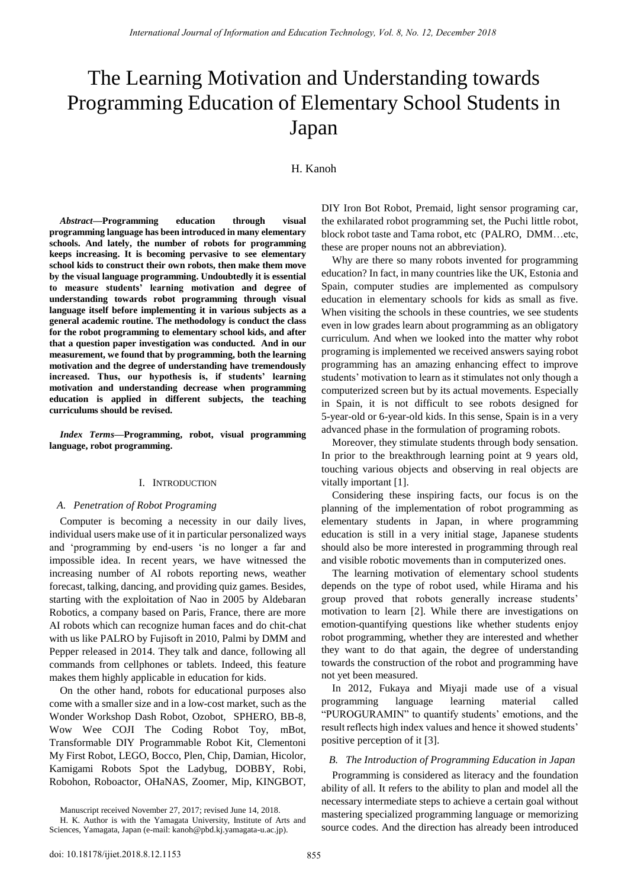# The Learning Motivation and Understanding towards Programming Education of Elementary School Students in Japan

H. Kanoh

***Abstract*—Programming education through visual programming language has been introduced in many elementary schools. And lately, the number of robots for programming keeps increasing. It is becoming pervasive to see elementary school kids to construct their own robots, then make them move by the visual language programming. Undoubtedly it is essential to measure students' learning motivation and degree of understanding towards robot programming through visual language itself before implementing it in various subjects as a general academic routine. The methodology is conduct the class for the robot programming to elementary school kids, and after that a question paper investigation was conducted. And in our measurement, we found that by programming, both the learning motivation and the degree of understanding have tremendously increased. Thus, our hypothesis is, if students' learning motivation and understanding decrease when programming education is applied in different subjects, the teaching curriculums should be revised.**

***Index Terms*—Programming, robot, visual programming language, robot programming.**

## I. Introduction

### A. Penetration of Robot Programing

Computer is becoming a necessity in our daily lives, individual users make use of it in particular personalized ways and 'programming by end-users 'is no longer a far and impossible idea. In recent years, we have witnessed the increasing number of AI robots reporting news, weather forecast, talking, dancing, and providing quiz games. Besides, starting with the exploitation of Nao in 2005 by Aldebaran Robotics, a company based on Paris, France, there are more AI robots which can recognize human faces and do chit-chat with us like PALRO by Fujisoft in 2010, Palmi by DMM and Pepper released in 2014. They talk and dance, following all commands from cellphones or tablets. Indeed, this feature makes them highly applicable in education for kids.

On the other hand, robots for educational purposes also come with a smaller size and in a low-cost market, such as the Wonder Workshop Dash Robot, Ozobot, SPHERO, BB-8, Wow Wee COJI The Coding Robot Toy, mBot, Transformable DIY Programmable Robot Kit, Clementoni My First Robot, LEGO, Bocco, Plen, Chip, Damian, Hicolor, Kamigami Robots Spot the Ladybug, DOBBY, Robi, Robohon, Roboactor, OHaNAS, Zoomer, Mip, KINGBOT, DIY Iron Bot Robot, Premaid, light sensor programing car, the exhilarated robot programming set, the Puchi little robot, block robot taste and Tama robot, etc (PALRO, DMM…etc, these are proper nouns not an abbreviation).

Why are there so many robots invented for programming education? In fact, in many countries like the UK, Estonia and Spain, computer studies are implemented as compulsory education in elementary schools for kids as small as five. When visiting the schools in these countries, we see students even in low grades learn about programming as an obligatory curriculum. And when we looked into the matter why robot programing is implemented we received answers saying robot programming has an amazing enhancing effect to improve students' motivation to learn as it stimulates not only though a computerized screen but by its actual movements. Especially in Spain, it is not difficult to see robots designed for 5-year-old or 6-year-old kids. In this sense, Spain is in a very advanced phase in the formulation of programing robots.

Moreover, they stimulate students through body sensation. In prior to the breakthrough learning point at 9 years old, touching various objects and observing in real objects are vitally important [1].

Considering these inspiring facts, our focus is on the planning of the implementation of robot programming as elementary students in Japan, in where programming education is still in a very initial stage, Japanese students should also be more interested in programming through real and visible robotic movements than in computerized ones.

The learning motivation of elementary school students depends on the type of robot used, while Hirama and his group proved that robots generally increase students' motivation to learn [2]. While there are investigations on emotion-quantifying questions like whether students enjoy robot programming, whether they are interested and whether they want to do that again, the degree of understanding towards the construction of the robot and programming have not yet been measured.

In 2012, Fukaya and Miyaji made use of a visual programming language learning material called "PUROGURAMIN" to quantify students' emotions, and the result reflects high index values and hence it showed students' positive perception of it [3].

### B. The Introduction of Programming Education in Japan

Programming is considered as literacy and the foundation ability of all. It refers to the ability to plan and model all the necessary intermediate steps to achieve a certain goal without mastering specialized programming language or memorizing source codes. And the direction has already been introduced

Manuscript received November 27, 2017; revised June 14, 2018.

H. K. Author is with the Yamagata University, Institute of Arts and Sciences, Yamagata, Japan (e-mail: kanoh@pbd.kj.yamagata-u.ac.jp).

doi: 10.18178/ijiet.2018.8.12.1153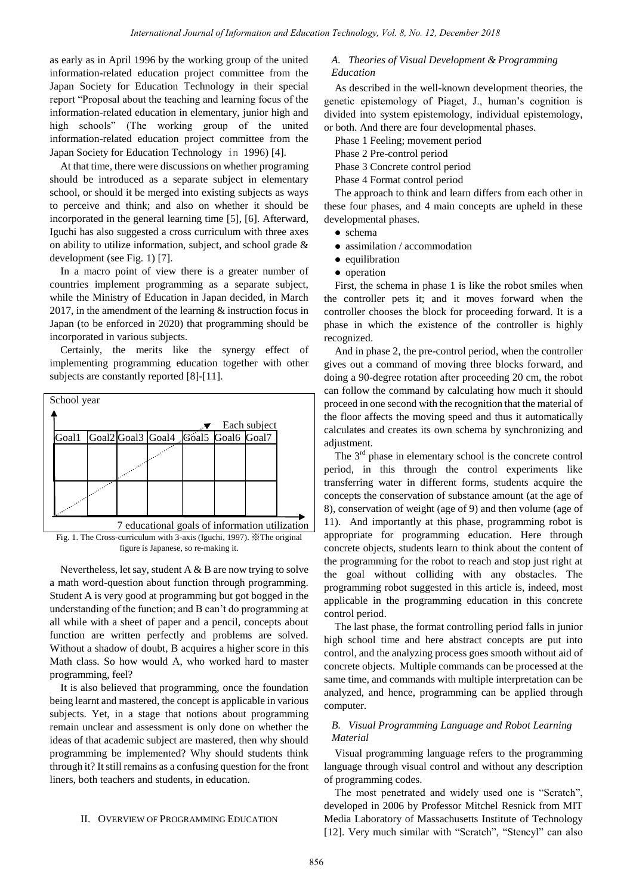as early as in April 1996 by the working group of the united information-related education project committee from the Japan Society for Education Technology in their special report "Proposal about the teaching and learning focus of the information-related education in elementary, junior high and high schools" (The working group of the united information-related education project committee from the Japan Society for Education Technology in 1996) [4].

At that time, there were discussions on whether programing should be introduced as a separate subject in elementary school, or should it be merged into existing subjects as ways to perceive and think; and also on whether it should be incorporated in the general learning time [5], [6]. Afterward, Iguchi has also suggested a cross curriculum with three axes on ability to utilize information, subject, and school grade & development (see Fig. 1) [7].

In a macro point of view there is a greater number of countries implement programming as a separate subject, while the Ministry of Education in Japan decided, in March 2017, in the amendment of the learning & instruction focus in Japan (to be enforced in 2020) that programming should be incorporated in various subjects.

Certainly, the merits like the synergy effect of implementing programming education together with other subjects are constantly reported [8]-[11].

School year

Each subject

| Goal1 | Goal2 | Goal3 | Goal4 | Goal5 | Goal6 | Goal7 |
|---|---|---|---|---|---|---|
| | | | | | | |
| | | | | | | |

7 educational goals of information utilization

Fig. 1. The Cross-curriculum with 3-axis (Iguchi, 1997). ※The original figure is Japanese, so re-making it.

Nevertheless, let say, student A & B are now trying to solve a math word-question about function through programming. Student A is very good at programming but got bogged in the understanding of the function; and B can't do programming at all while with a sheet of paper and a pencil, concepts about function are written perfectly and problems are solved. Without a shadow of doubt, B acquires a higher score in this Math class. So how would A, who worked hard to master programming, feel?

It is also believed that programming, once the foundation being learnt and mastered, the concept is applicable in various subjects. Yet, in a stage that notions about programming remain unclear and assessment is only done on whether the ideas of that academic subject are mastered, then why should programming be implemented? Why should students think through it? It still remains as a confusing question for the front liners, both teachers and students, in education.

## II. Overview of Programming Education

### *A. Theories of Visual Development & Programming Education*

As described in the well-known development theories, the genetic epistemology of Piaget, J., human's cognition is divided into system epistemology, individual epistemology, or both. And there are four developmental phases.

Phase 1 Feeling; movement period

Phase 2 Pre-control period

Phase 3 Concrete control period

Phase 4 Format control period

The approach to think and learn differs from each other in these four phases, and 4 main concepts are upheld in these developmental phases.

- schema
- assimilation / accommodation
- equilibration
- operation

First, the schema in phase 1 is like the robot smiles when the controller pets it; and it moves forward when the controller chooses the block for proceeding forward. It is a phase in which the existence of the controller is highly recognized.

And in phase 2, the pre-control period, when the controller gives out a command of moving three blocks forward, and doing a 90-degree rotation after proceeding 20 cm, the robot can follow the command by calculating how much it should proceed in one second with the recognition that the material of the floor affects the moving speed and thus it automatically calculates and creates its own schema by synchronizing and adjustment.

The 3rd phase in elementary school is the concrete control period, in this through the control experiments like transferring water in different forms, students acquire the concepts the conservation of substance amount (at the age of 8), conservation of weight (age of 9) and then volume (age of 11). And importantly at this phase, programming robot is appropriate for programming education. Here through concrete objects, students learn to think about the content of the programming for the robot to reach and stop just right at the goal without colliding with any obstacles. The programming robot suggested in this article is, indeed, most applicable in the programming education in this concrete control period.

The last phase, the format controlling period falls in junior high school time and here abstract concepts are put into control, and the analyzing process goes smooth without aid of concrete objects. Multiple commands can be processed at the same time, and commands with multiple interpretation can be analyzed, and hence, programming can be applied through computer.

### *B. Visual Programming Language and Robot Learning Material*

Visual programming language refers to the programming language through visual control and without any description of programming codes.

The most penetrated and widely used one is "Scratch", developed in 2006 by Professor Mitchel Resnick from MIT Media Laboratory of Massachusetts Institute of Technology [12]. Very much similar with "Scratch", "Stencyl" can also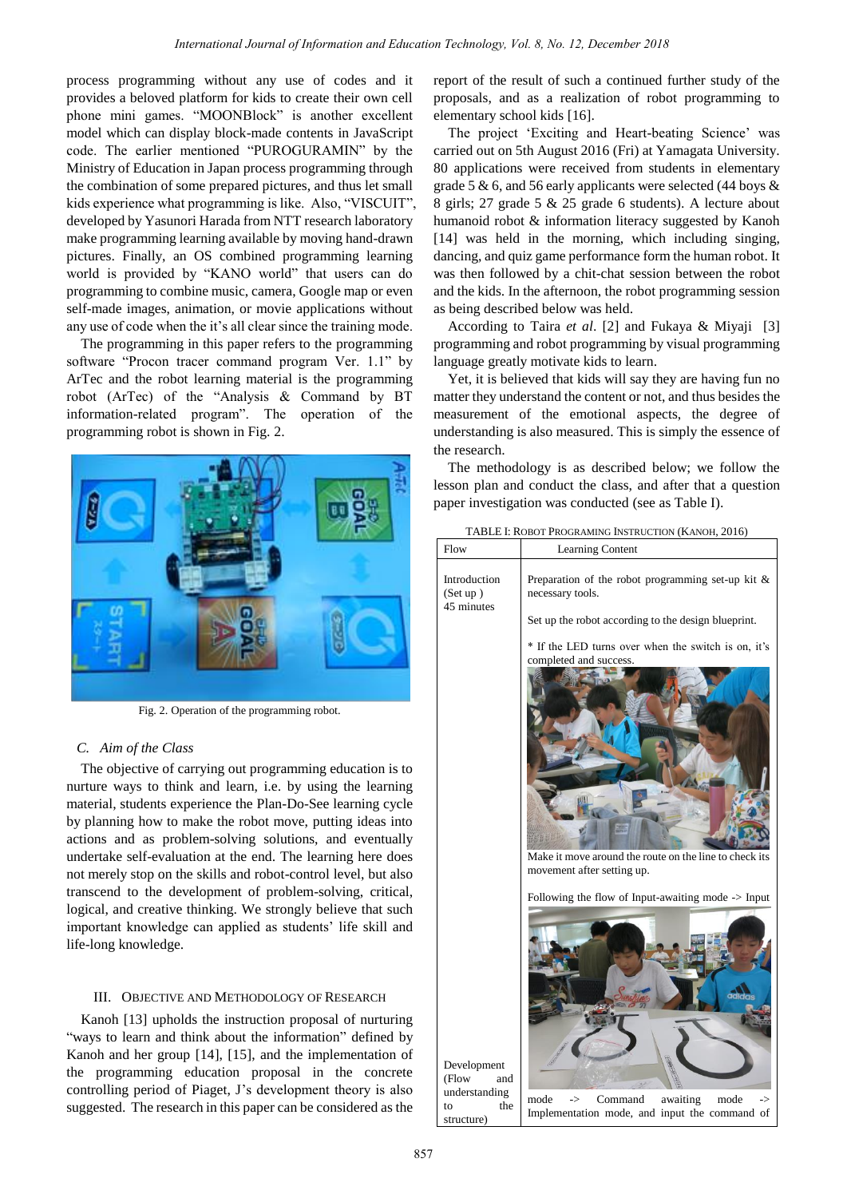process programming without any use of codes and it provides a beloved platform for kids to create their own cell phone mini games. "MOONBlock" is another excellent model which can display block-made contents in JavaScript code. The earlier mentioned "PUROGURAMIN" by the Ministry of Education in Japan process programming through the combination of some prepared pictures, and thus let small kids experience what programming is like. Also, "VISCUIT", developed by Yasunori Harada from NTT research laboratory make programming learning available by moving hand-drawn pictures. Finally, an OS combined programming learning world is provided by "KANO world" that users can do programming to combine music, camera, Google map or even self-made images, animation, or movie applications without any use of code when the it's all clear since the training mode.

The programming in this paper refers to the programming software "Procon tracer command program Ver. 1.1" by ArTec and the robot learning material is the programming robot (ArTec) of the "Analysis & Command by BT information-related program". The operation of the programming robot is shown in Fig. 2.

Fig. 2. Operation of the programming robot.

### C. *Aim of the Class*

The objective of carrying out programming education is to nurture ways to think and learn, i.e. by using the learning material, students experience the Plan-Do-See learning cycle by planning how to make the robot move, putting ideas into actions and as problem-solving solutions, and eventually undertake self-evaluation at the end. The learning here does not merely stop on the skills and robot-control level, but also transcend to the development of problem-solving, critical, logical, and creative thinking. We strongly believe that such important knowledge can applied as students' life skill and life-long knowledge.

## III. Objective and Methodology of Research

Kanoh [13] upholds the instruction proposal of nurturing "ways to learn and think about the information" defined by Kanoh and her group [14], [15], and the implementation of the programming education proposal in the concrete controlling period of Piaget, J's development theory is also suggested. The research in this paper can be considered as the report of the result of such a continued further study of the proposals, and as a realization of robot programming to elementary school kids [16].

The project 'Exciting and Heart-beating Science' was carried out on 5th August 2016 (Fri) at Yamagata University. 80 applications were received from students in elementary grade 5 & 6, and 56 early applicants were selected (44 boys & 8 girls; 27 grade 5 & 25 grade 6 students). A lecture about humanoid robot & information literacy suggested by Kanoh [14] was held in the morning, which including singing, dancing, and quiz game performance form the human robot. It was then followed by a chit-chat session between the robot and the kids. In the afternoon, the robot programming session as being described below was held.

According to Taira *et al*. [2] and Fukaya & Miyaji [3] programming and robot programming by visual programming language greatly motivate kids to learn.

Yet, it is believed that kids will say they are having fun no matter they understand the content or not, and thus besides the measurement of the emotional aspects, the degree of understanding is also measured. This is simply the essence of the research.

The methodology is as described below; we follow the lesson plan and conduct the class, and after that a question paper investigation was conducted (see as Table I).

TABLE I: Robot Programing Instruction (Kanoh, 2016)

| Flow | Learning Content |
|---|---|
| Introduction (Set up) 45 minutes | Preparation of the robot programming set-up kit & necessary tools.<br><br>Set up the robot according to the design blueprint.<br><br>* If the LED turns over when the switch is on, it's completed and success.<br><br>Make it move around the route on the line to check its movement after setting up. |
| Development (Flow and understanding to the structure) | Following the flow of Input-awaiting mode -> Input mode -> Command awaiting mode -> Implementation mode, and input the command of |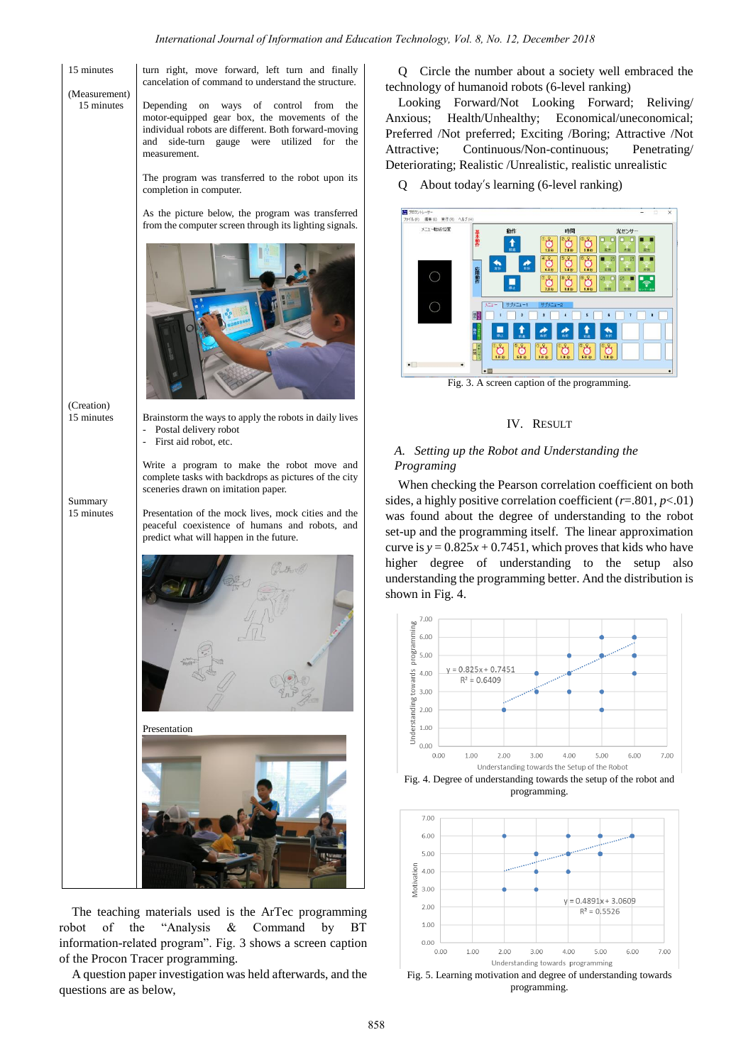| | |
|---|---|
| 15 minutes | turn right, move forward, left turn and finally cancelation of command to understand the structure. |
| (Measurement) 15 minutes | Depending on ways of control from the motor-equipped gear box, the movements of the individual robots are different. Both forward-moving and side-turn gauge were utilized for the measurement. <br><br> The program was transferred to the robot upon its completion in computer. <br><br> As the picture below, the program was transferred from the computer screen through its lighting signals. |
| (Creation) 15 minutes | Brainstorm the ways to apply the robots in daily lives <br> - Postal delivery robot <br> - First aid robot, etc. <br><br> Write a program to make the robot move and complete tasks with backdrops as pictures of the city sceneries drawn on imitation paper. |
| Summary 15 minutes | Presentation of the mock lives, mock cities and the peaceful coexistence of humans and robots, and predict what will happen in the future. <br><br> Presentation |

The teaching materials used is the ArTec programming robot of the "Analysis & Command by BT information-related program". Fig. 3 shows a screen caption of the Procon Tracer programming.

A question paper investigation was held afterwards, and the questions are as below,

Q Circle the number about a society well embraced the technology of humanoid robots (6-level ranking)

Looking Forward/Not Looking Forward; Reliving/Anxious; Health/Unhealthy; Economical/uneconomical; Preferred /Not preferred; Exciting /Boring; Attractive /Not Attractive; Continuous/Non-continuous; Penetrating/Deteriorating; Realistic /Unrealistic, realistic unrealistic

Q About today's learning (6-level ranking)

Fig. 3. A screen caption of the programming.

## IV. Result

### A. Setting up the Robot and Understanding the Programming

When checking the Pearson correlation coefficient on both sides, a highly positive correlation coefficient ($r$=.801, $p$<.01) was found about the degree of understanding to the robot set-up and the programming itself. The linear approximation curve is $y = 0.825x + 0.7451$, which proves that kids who have higher degree of understanding to the setup also understanding the programming better. And the distribution is shown in Fig. 4.

Fig. 4. Degree of understanding towards the setup of the robot and programming.

Fig. 5. Learning motivation and degree of understanding towards programming.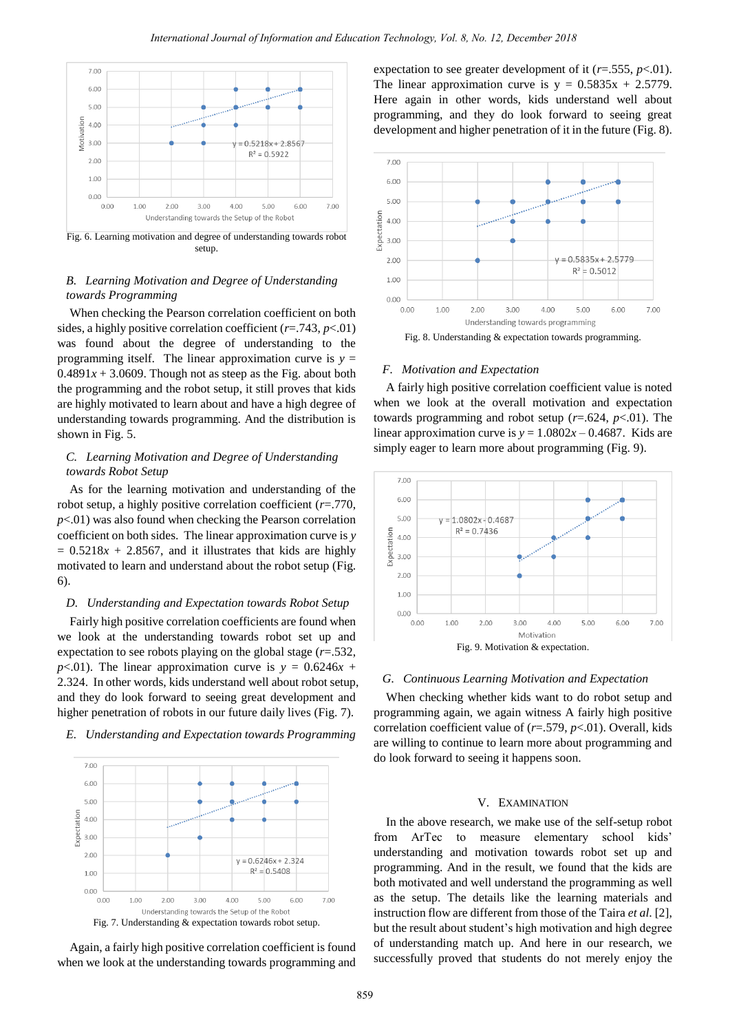Fig. 6. Learning motivation and degree of understanding towards robot setup.

### *B. Learning Motivation and Degree of Understanding towards Programming*

When checking the Pearson correlation coefficient on both sides, a highly positive correlation coefficient ($r$=.743, $p$<.01) was found about the degree of understanding to the programming itself. The linear approximation curve is $y = 0.4891x + 3.0609$. Though not as steep as the Fig. about both the programming and the robot setup, it still proves that kids are highly motivated to learn about and have a high degree of understanding towards programming. And the distribution is shown in Fig. 5.

### *C. Learning Motivation and Degree of Understanding towards Robot Setup*

As for the learning motivation and understanding of the robot setup, a highly positive correlation coefficient ($r$=.770, $p$<.01) was also found when checking the Pearson correlation coefficient on both sides. The linear approximation curve is $y = 0.5218x + 2.8567$, and it illustrates that kids are highly motivated to learn and understand about the robot setup (Fig. 6).

### *D. Understanding and Expectation towards Robot Setup*

Fairly high positive correlation coefficients are found when we look at the understanding towards robot set up and expectation to see robots playing on the global stage ($r$=.532, $p$<.01). The linear approximation curve is $y = 0.6246x + 2.324$. In other words, kids understand well about robot setup, and they do look forward to seeing great development and higher penetration of robots in our future daily lives (Fig. 7).

### *E. Understanding and Expectation towards Programming*

Fig. 7. Understanding & expectation towards robot setup.

Again, a fairly high positive correlation coefficient is found when we look at the understanding towards programming and expectation to see greater development of it ($r$=.555, $p$<.01). The linear approximation curve is y = 0.5835x + 2.5779. Here again in other words, kids understand well about programming, and they do look forward to seeing great development and higher penetration of it in the future (Fig. 8).

Fig. 8. Understanding & expectation towards programming.

### *F. Motivation and Expectation*

A fairly high positive correlation coefficient value is noted when we look at the overall motivation and expectation towards programming and robot setup ($r$=.624, $p$<.01). The linear approximation curve is $y = 1.0802x – 0.4687$. Kids are simply eager to learn more about programming (Fig. 9).

Fig. 9. Motivation & expectation.

### *G. Continuous Learning Motivation and Expectation*

When checking whether kids want to do robot setup and programming again, we again witness A fairly high positive correlation coefficient value of ($r$=.579, $p$<.01). Overall, kids are willing to continue to learn more about programming and do look forward to seeing it happens soon.

## V. Examination

In the above research, we make use of the self-setup robot from ArTec to measure elementary school kids' understanding and motivation towards robot set up and programming. And in the result, we found that the kids are both motivated and well understand the programming as well as the setup. The details like the learning materials and instruction flow are different from those of the Taira *et al.* [2], but the result about student's high motivation and high degree of understanding match up. And here in our research, we successfully proved that students do not merely enjoy the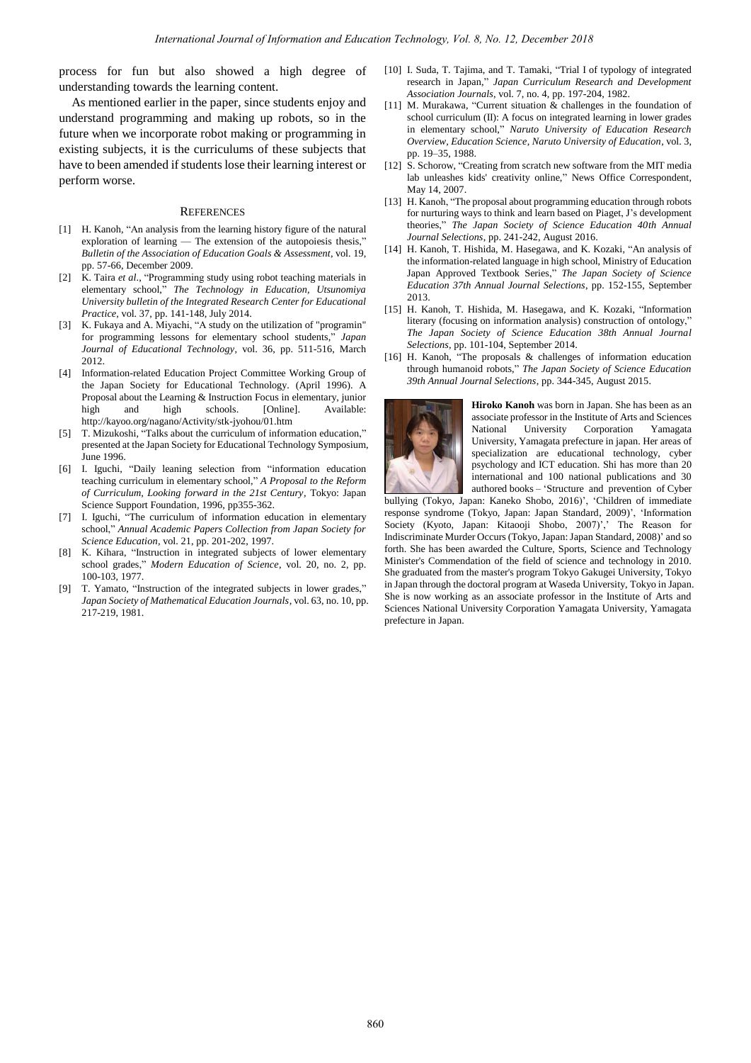process for fun but also showed a high degree of understanding towards the learning content.

As mentioned earlier in the paper, since students enjoy and understand programming and making up robots, so in the future when we incorporate robot making or programming in existing subjects, it is the curriculums of these subjects that have to been amended if students lose their learning interest or perform worse.

## REFERENCES

[1] H. Kanoh, "An analysis from the learning history figure of the natural exploration of learning — The extension of the autopoiesis thesis," *Bulletin of the Association of Education Goals & Assessment*, vol. 19, pp. 57-66, December 2009.

[2] K. Taira *et al*., "Programming study using robot teaching materials in elementary school," *The Technology in Education, Utsunomiya University bulletin of the Integrated Research Center for Educational Practice*, vol. 37, pp. 141-148, July 2014.

[3] K. Fukaya and A. Miyachi, "A study on the utilization of "programin" for programming lessons for elementary school students," *Japan Journal of Educational Technology*, vol. 36, pp. 511-516, March 2012.

[4] Information-related Education Project Committee Working Group of the Japan Society for Educational Technology. (April 1996). A Proposal about the Learning & Instruction Focus in elementary, junior high and high schools. [Online]. Available: http://kayoo.org/nagano/Activity/stk-jyohou/01.htm

[5] T. Mizukoshi, "Talks about the curriculum of information education," presented at the Japan Society for Educational Technology Symposium, June 1996.

[6] I. Iguchi, "Daily leaning selection from "information education teaching curriculum in elementary school," *A Proposal to the Reform of Curriculum, Looking forward in the 21st Century*, Tokyo: Japan Science Support Foundation, 1996, pp355-362.

[7] I. Iguchi, "The curriculum of information education in elementary school," *Annual Academic Papers Collection from Japan Society for Science Education*, vol. 21, pp. 201-202, 1997.

[8] K. Kihara, "Instruction in integrated subjects of lower elementary school grades," *Modern Education of Science*, vol. 20, no. 2, pp. 100-103, 1977.

[9] T. Yamato, "Instruction of the integrated subjects in lower grades," *Japan Society of Mathematical Education Journals*, vol. 63, no. 10, pp. 217-219, 1981.

[10] I. Suda, T. Tajima, and T. Tamaki, "Trial I of typology of integrated research in Japan," *Japan Curriculum Research and Development Association Journals*, vol. 7, no. 4, pp. 197-204, 1982.

[11] M. Murakawa, "Current situation & challenges in the foundation of school curriculum (II): A focus on integrated learning in lower grades in elementary school," *Naruto University of Education Research Overview, Education Science, Naruto University of Education*, vol. 3, pp. 19–35, 1988.

[12] S. Schorow, "Creating from scratch new software from the MIT media lab unleashes kids' creativity online," News Office Correspondent, May 14, 2007.

[13] H. Kanoh, "The proposal about programming education through robots for nurturing ways to think and learn based on Piaget, J's development theories," *The Japan Society of Science Education 40th Annual Journal Selections*, pp. 241-242, August 2016.

[14] H. Kanoh, T. Hishida, M. Hasegawa, and K. Kozaki, "An analysis of the information-related language in high school, Ministry of Education Japan Approved Textbook Series," *The Japan Society of Science Education 37th Annual Journal Selections*, pp. 152-155, September 2013.

[15] H. Kanoh, T. Hishida, M. Hasegawa, and K. Kozaki, "Information literary (focusing on information analysis) construction of ontology," *The Japan Society of Science Education 38th Annual Journal Selections*, pp. 101-104, September 2014.

[16] H. Kanoh, "The proposals & challenges of information education through humanoid robots," *The Japan Society of Science Education 39th Annual Journal Selections*, pp. 344-345, August 2015.

**Hiroko Kanoh** was born in Japan. She has been as an associate professor in the Institute of Arts and Sciences National University Corporation Yamagata University, Yamagata prefecture in japan. Her areas of specialization are educational technology, cyber psychology and ICT education. Shi has more than 20 international and 100 national publications and 30 authored books – 'Structure and prevention of Cyber bullying (Tokyo, Japan: Kaneko Shobo, 2016)', 'Children of immediate response syndrome (Tokyo, Japan: Japan Standard, 2009)', 'Information Society (Kyoto, Japan: Kitaooji Shobo, 2007)',' The Reason for Indiscriminate Murder Occurs (Tokyo, Japan: Japan Standard, 2008)' and so forth. She has been awarded the Culture, Sports, Science and Technology Minister's Commendation of the field of science and technology in 2010. She graduated from the master's program Tokyo Gakugei University, Tokyo in Japan through the doctoral program at Waseda University, Tokyo in Japan. She is now working as an associate professor in the Institute of Arts and Sciences National University Corporation Yamagata University, Yamagata prefecture in Japan.